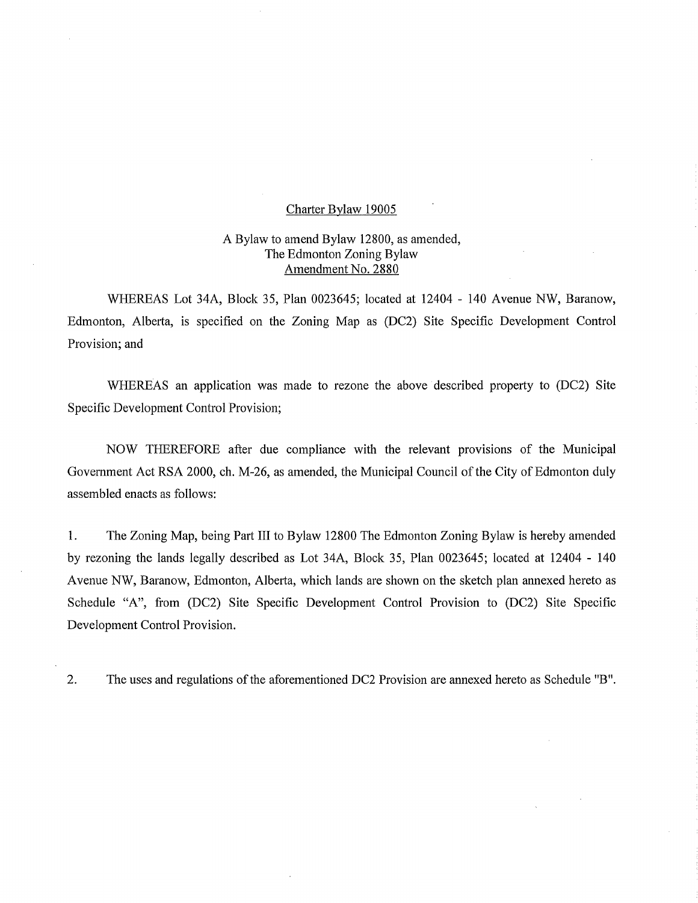# Charter Bylaw 19005

A Bylaw to amend Bylaw 12800, as amended,
The Edmonton Zoning Bylaw
Amendment No. 2880

WHEREAS Lot 34A, Block 35, Plan 0023645; located at 12404 - 140 Avenue NW, Baranow, Edmonton, Alberta, is specified on the Zoning Map as (DC2) Site Specific Development Control Provision; and

WHEREAS an application was made to rezone the above described property to (DC2) Site Specific Development Control Provision;

NOW THEREFORE after due compliance with the relevant provisions of the Municipal Government Act RSA 2000, ch. M-26, as amended, the Municipal Council of the City of Edmonton duly assembled enacts as follows:

1. The Zoning Map, being Part III to Bylaw 12800 The Edmonton Zoning Bylaw is hereby amended by rezoning the lands legally described as Lot 34A, Block 35, Plan 0023645; located at 12404 - 140 Avenue NW, Baranow, Edmonton, Alberta, which lands are shown on the sketch plan annexed hereto as Schedule "A", from (DC2) Site Specific Development Control Provision to (DC2) Site Specific Development Control Provision.

2. The uses and regulations of the aforementioned DC2 Provision are annexed hereto as Schedule "B".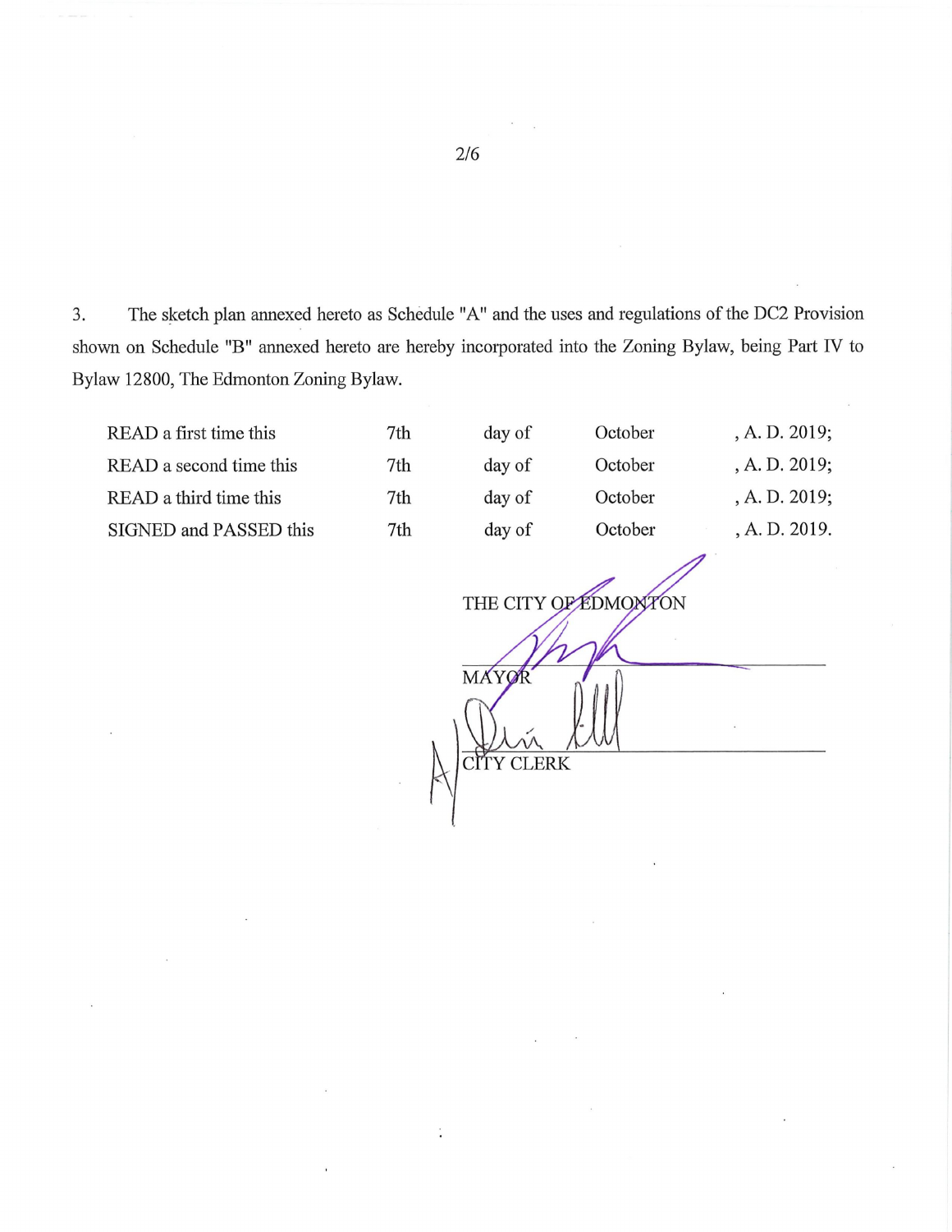3. The sketch plan annexed hereto as Schedule "A" and the uses and regulations of the DC2 Provision shown on Schedule "B" annexed hereto are hereby incorporated into the Zoning Bylaw, being Part IV to Bylaw 12800, The Edmonton Zoning Bylaw.

| | | | | |
|---|---|---|---|---|
| READ a first time this | 7th | day of | October | , A. D. 2019; |
| READ a second time this | 7th | day of | October | , A. D. 2019; |
| READ a third time this | 7th | day of | October | , A. D. 2019; |
| SIGNED and PASSED this | 7th | day of | October | , A. D. 2019. |

THE CITY OF EDMONTON

MAYOR

CITY CLERK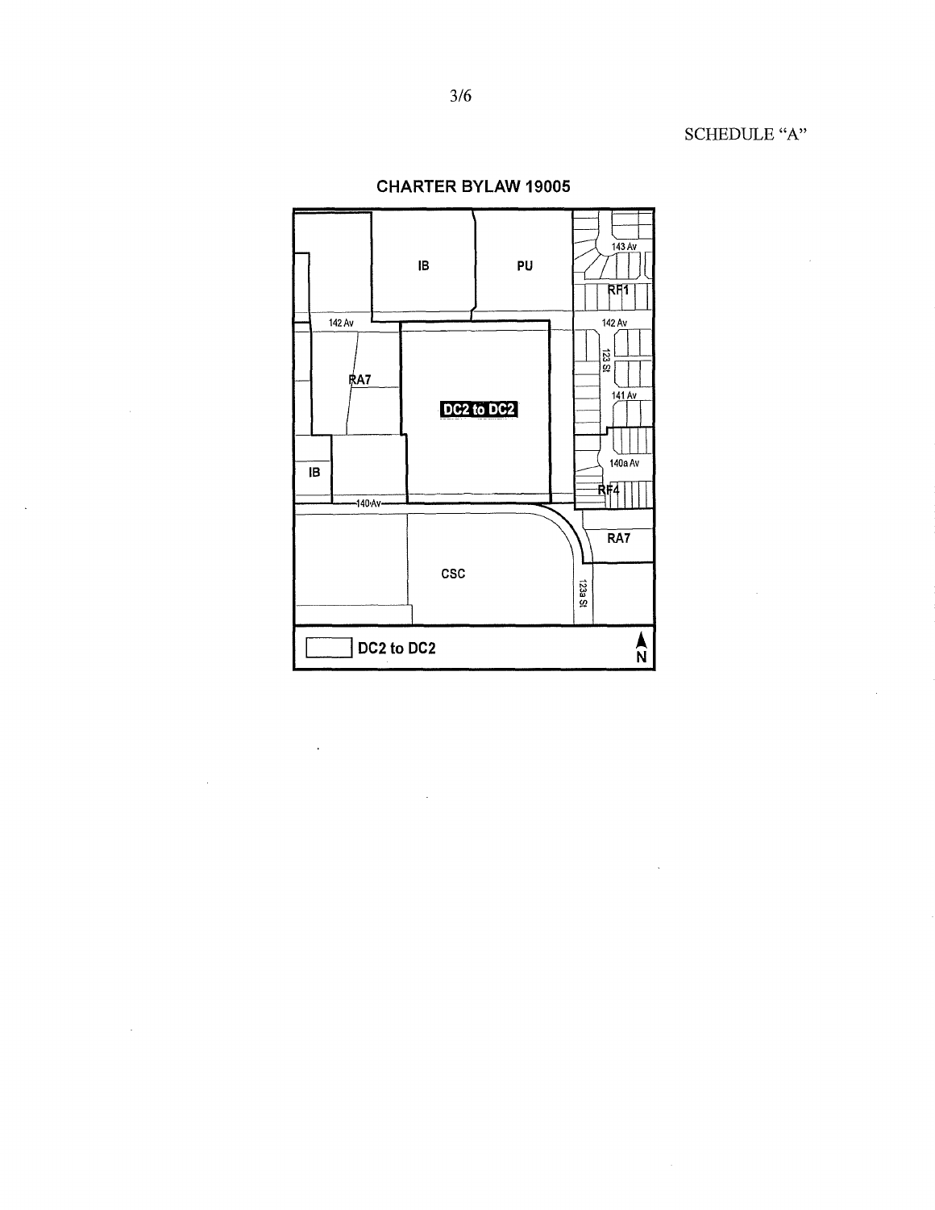SCHEDULE "A"

**CHARTER BYLAW 19005**

IB

PU

143 Av

RF1

142 Av

142 Av

123 St

RA7

DC2 to DC2

141 Av

140a Av

IB

RF4

140 Av

RA7

CSC

123a St

DC2 to DC2

N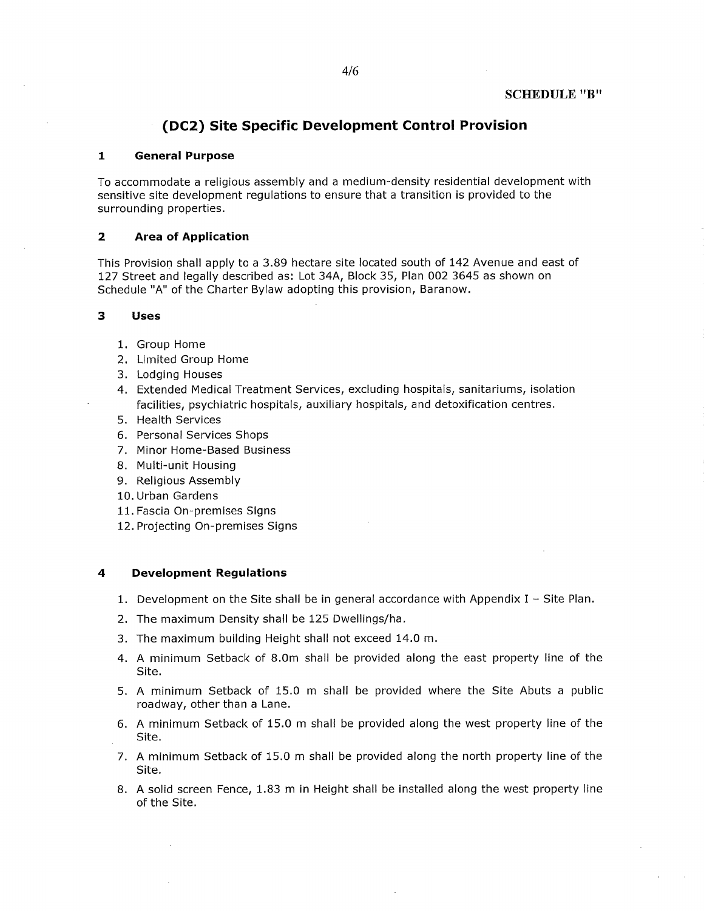**SCHEDULE "B"**

# (DC2) Site Specific Development Control Provision

## 1 General Purpose

To accommodate a religious assembly and a medium-density residential development with sensitive site development regulations to ensure that a transition is provided to the surrounding properties.

## 2 Area of Application

This Provision shall apply to a 3.89 hectare site located south of 142 Avenue and east of 127 Street and legally described as: Lot 34A, Block 35, Plan 002 3645 as shown on Schedule "A" of the Charter Bylaw adopting this provision, Baranow.

## 3 Uses

1. Group Home
2. Limited Group Home
3. Lodging Houses
4. Extended Medical Treatment Services, excluding hospitals, sanitariums, isolation facilities, psychiatric hospitals, auxiliary hospitals, and detoxification centres.
5. Health Services
6. Personal Services Shops
7. Minor Home-Based Business
8. Multi-unit Housing
9. Religious Assembly
10. Urban Gardens
11. Fascia On-premises Signs
12. Projecting On-premises Signs

## 4 Development Regulations

1. Development on the Site shall be in general accordance with Appendix I – Site Plan.
2. The maximum Density shall be 125 Dwellings/ha.
3. The maximum building Height shall not exceed 14.0 m.
4. A minimum Setback of 8.0m shall be provided along the east property line of the Site.
5. A minimum Setback of 15.0 m shall be provided where the Site Abuts a public roadway, other than a Lane.
6. A minimum Setback of 15.0 m shall be provided along the west property line of the Site.
7. A minimum Setback of 15.0 m shall be provided along the north property line of the Site.
8. A solid screen Fence, 1.83 m in Height shall be installed along the west property line of the Site.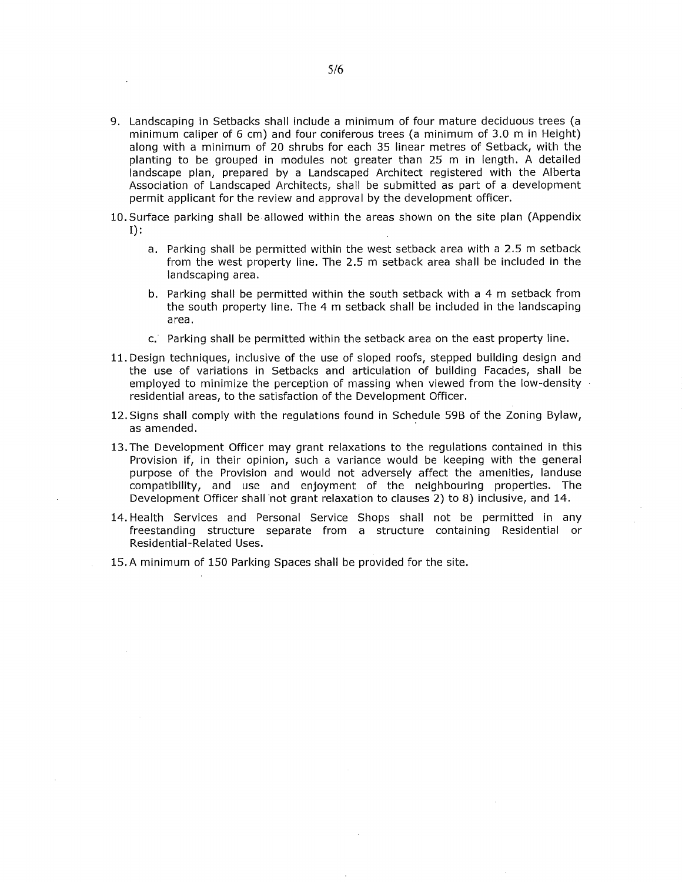9. Landscaping in Setbacks shall include a minimum of four mature deciduous trees (a minimum caliper of 6 cm) and four coniferous trees (a minimum of 3.0 m in Height) along with a minimum of 20 shrubs for each 35 linear metres of Setback, with the planting to be grouped in modules not greater than 25 m in length. A detailed landscape plan, prepared by a Landscaped Architect registered with the Alberta Association of Landscaped Architects, shall be submitted as part of a development permit applicant for the review and approval by the development officer.

10. Surface parking shall be allowed within the areas shown on the site plan (Appendix I):

    a. Parking shall be permitted within the west setback area with a 2.5 m setback from the west property line. The 2.5 m setback area shall be included in the landscaping area.

    b. Parking shall be permitted within the south setback with a 4 m setback from the south property line. The 4 m setback shall be included in the landscaping area.

    c. Parking shall be permitted within the setback area on the east property line.

11. Design techniques, inclusive of the use of sloped roofs, stepped building design and the use of variations in Setbacks and articulation of building Facades, shall be employed to minimize the perception of massing when viewed from the low-density residential areas, to the satisfaction of the Development Officer.

12. Signs shall comply with the regulations found in Schedule 59B of the Zoning Bylaw, as amended.

13. The Development Officer may grant relaxations to the regulations contained in this Provision if, in their opinion, such a variance would be keeping with the general purpose of the Provision and would not adversely affect the amenities, landuse compatibility, and use and enjoyment of the neighbouring properties. The Development Officer shall not grant relaxation to clauses 2) to 8) inclusive, and 14.

14. Health Services and Personal Service Shops shall not be permitted in any freestanding structure separate from a structure containing Residential or Residential-Related Uses.

15. A minimum of 150 Parking Spaces shall be provided for the site.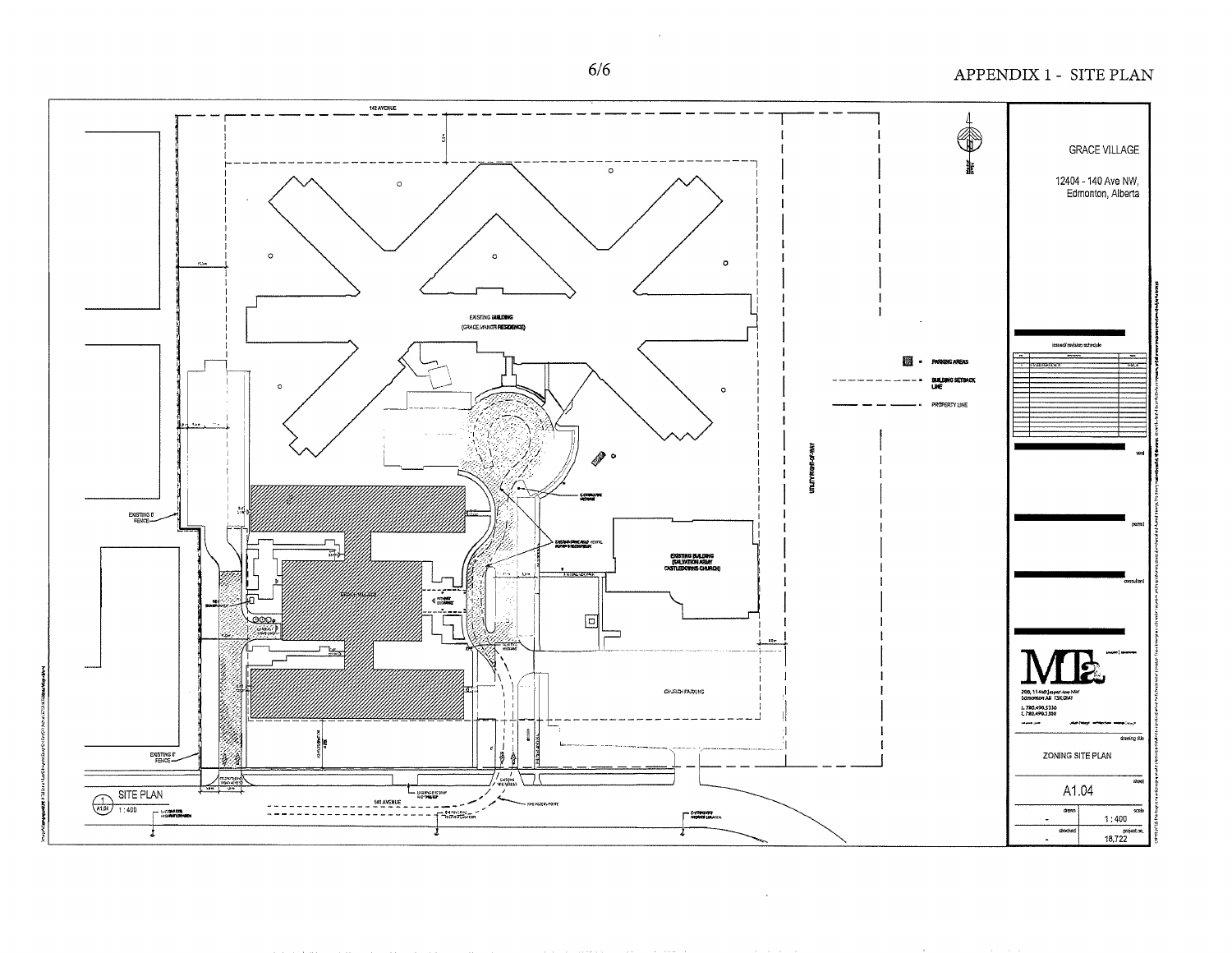# APPENDIX 1 - SITE PLAN

142 AVENUE

EXISTING BUILDING (GRACE MANOR RESIDENCE)

EXISTING BUILDING (SALVATION ARMY CASTLEDOWNS CHURCH)

GRACE VILLAGE

CHURCH PARKING

UTILITY RIGHT-OF-WAY

EXISTING 6' FENCE

EXISTING 6' FENCE

140 AVENUE

FIRE ACCESS ROUTE

PARKING AREAS

BUILDING SETBACK LINE

PROPERTY LINE

SITE PLAN
1 : 400

GRACE VILLAGE

12404 - 140 Ave NW,
Edmonton, Alberta

issue/revision schedule

seal

permit

consultant

MTa

200, 11440 Jasper Ave NW
Edmonton AB T5K 0M1
t. 780.490.5336
f. 780.490.5330

drawing title

ZONING SITE PLAN

sheet

A1.04

| drawn | scale |
|---|---|
| - | 1 : 400 |
| checked | project no. |
| - | 18,722 |